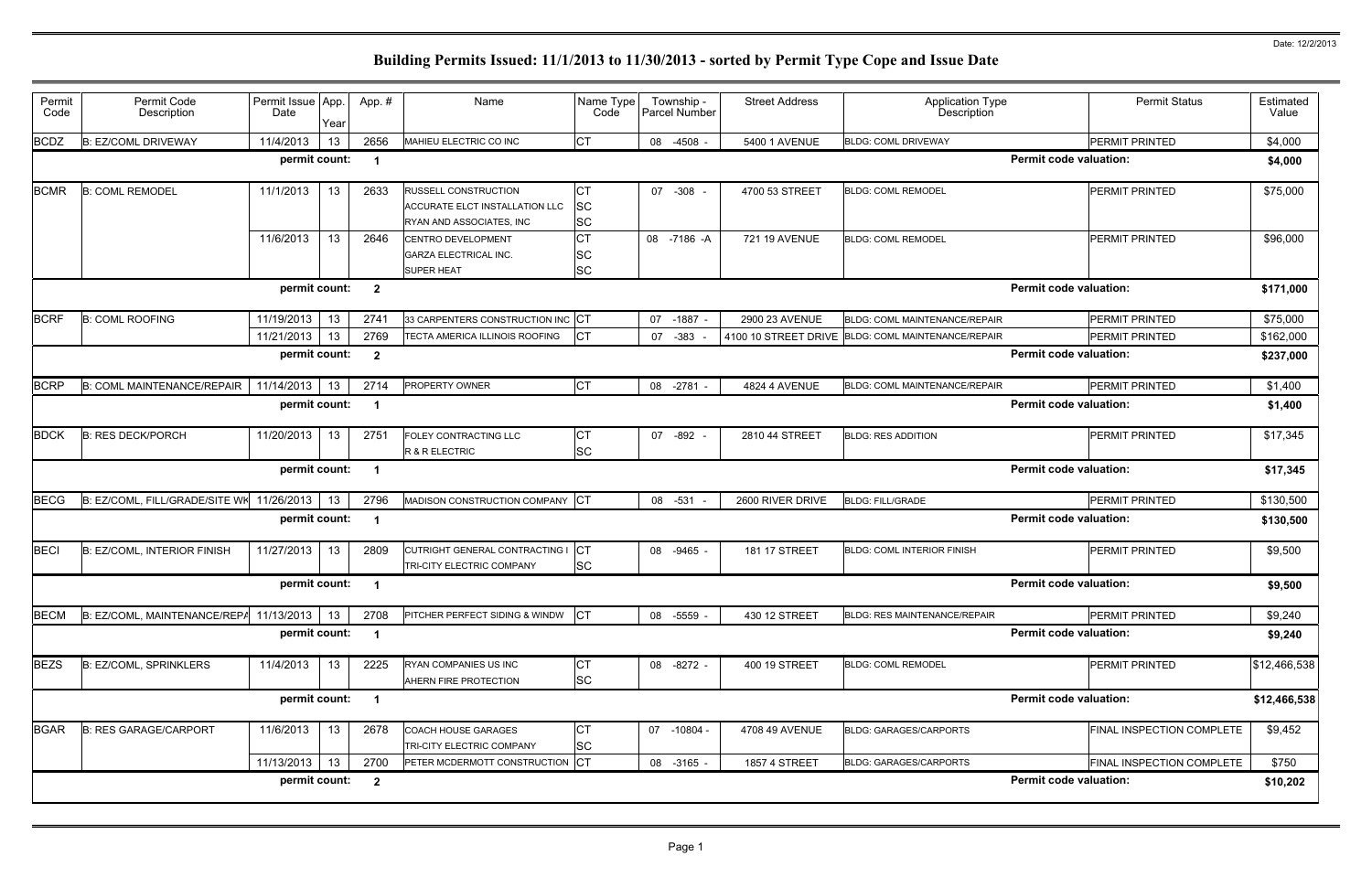Date: 12/2/2013

# Building Permits Issued: 11/1/2013 to 11/30/2013 - sorted by Permit Type Cope and Issue Date

| Permit Code | Permit Code Description | Permit Issue Date | App. Year | App. # | Name | Name Type Code | Township - Parcel Number | Street Address | Application Type Description | Permit Status | Estimated Value |
|---|---|---|---|---|---|---|---|---|---|---|---|
| BCDZ | B: EZ/COML DRIVEWAY | 11/4/2013 | 13 | 2656 | MAHIEU ELECTRIC CO INC | CT | 08 -4508 - | 5400 1 AVENUE | BLDG: COML DRIVEWAY | PERMIT PRINTED | $4,000 |
| | | permit count: | | 1 | | | | | Permit code valuation: | | $4,000 |
| BCMR | B: COML REMODEL | 11/1/2013 | 13 | 2633 | RUSSELL CONSTRUCTION | CT | 07 -308 - | 4700 53 STREET | BLDG: COML REMODEL | PERMIT PRINTED | $75,000 |
| | | | | | ACCURATE ELCT INSTALLATION LLC | SC | | | | | |
| | | | | | RYAN AND ASSOCIATES, INC | SC | | | | | |
| | | 11/6/2013 | 13 | 2646 | CENTRO DEVELOPMENT | CT | 08 -7186 -A | 721 19 AVENUE | BLDG: COML REMODEL | PERMIT PRINTED | $96,000 |
| | | | | | GARZA ELECTRICAL INC. | SC | | | | | |
| | | | | | SUPER HEAT | SC | | | | | |
| | | permit count: | | 2 | | | | | Permit code valuation: | | $171,000 |
| BCRF | B: COML ROOFING | 11/19/2013 | 13 | 2741 | 33 CARPENTERS CONSTRUCTION INC | CT | 07 -1887 - | 2900 23 AVENUE | BLDG: COML MAINTENANCE/REPAIR | PERMIT PRINTED | $75,000 |
| | | 11/21/2013 | 13 | 2769 | TECTA AMERICA ILLINOIS ROOFING | CT | 07 -383 - | 4100 10 STREET DRIVE | BLDG: COML MAINTENANCE/REPAIR | PERMIT PRINTED | $162,000 |
| | | permit count: | | 2 | | | | | Permit code valuation: | | $237,000 |
| BCRP | B: COML MAINTENANCE/REPAIR | 11/14/2013 | 13 | 2714 | PROPERTY OWNER | CT | 08 -2781 - | 4824 4 AVENUE | BLDG: COML MAINTENANCE/REPAIR | PERMIT PRINTED | $1,400 |
| | | permit count: | | 1 | | | | | Permit code valuation: | | $1,400 |
| BDCK | B: RES DECK/PORCH | 11/20/2013 | 13 | 2751 | FOLEY CONTRACTING LLC | CT | 07 -892 - | 2810 44 STREET | BLDG: RES ADDITION | PERMIT PRINTED | $17,345 |
| | | | | | R & R ELECTRIC | SC | | | | | |
| | | permit count: | | 1 | | | | | Permit code valuation: | | $17,345 |
| BECG | B: EZ/COML, FILL/GRADE/SITE WK | 11/26/2013 | 13 | 2796 | MADISON CONSTRUCTION COMPANY | CT | 08 -531 - | 2600 RIVER DRIVE | BLDG: FILL/GRADE | PERMIT PRINTED | $130,500 |
| | | permit count: | | 1 | | | | | Permit code valuation: | | $130,500 |
| BECI | B: EZ/COML, INTERIOR FINISH | 11/27/2013 | 13 | 2809 | CUTRIGHT GENERAL CONTRACTING I | CT | 08 -9465 - | 181 17 STREET | BLDG: COML INTERIOR FINISH | PERMIT PRINTED | $9,500 |
| | | | | | TRI-CITY ELECTRIC COMPANY | SC | | | | | |
| | | permit count: | | 1 | | | | | Permit code valuation: | | $9,500 |
| BECM | B: EZ/COML, MAINTENANCE/REPA | 11/13/2013 | 13 | 2708 | PITCHER PERFECT SIDING & WINDW | CT | 08 -5559 - | 430 12 STREET | BLDG: RES MAINTENANCE/REPAIR | PERMIT PRINTED | $9,240 |
| | | permit count: | | 1 | | | | | Permit code valuation: | | $9,240 |
| BEZS | B: EZ/COML, SPRINKLERS | 11/4/2013 | 13 | 2225 | RYAN COMPANIES US INC | CT | 08 -8272 - | 400 19 STREET | BLDG: COML REMODEL | PERMIT PRINTED | $12,466,538 |
| | | | | | AHERN FIRE PROTECTION | SC | | | | | |
| | | permit count: | | 1 | | | | | Permit code valuation: | | $12,466,538 |
| BGAR | B: RES GARAGE/CARPORT | 11/6/2013 | 13 | 2678 | COACH HOUSE GARAGES | CT | 07 -10804 - | 4708 49 AVENUE | BLDG: GARAGES/CARPORTS | FINAL INSPECTION COMPLETE | $9,452 |
| | | | | | TRI-CITY ELECTRIC COMPANY | SC | | | | | |
| | | 11/13/2013 | 13 | 2700 | PETER MCDERMOTT CONSTRUCTION | CT | 08 -3165 - | 1857 4 STREET | BLDG: GARAGES/CARPORTS | FINAL INSPECTION COMPLETE | $750 |
| | | permit count: | | 2 | | | | | Permit code valuation: | | $10,202 |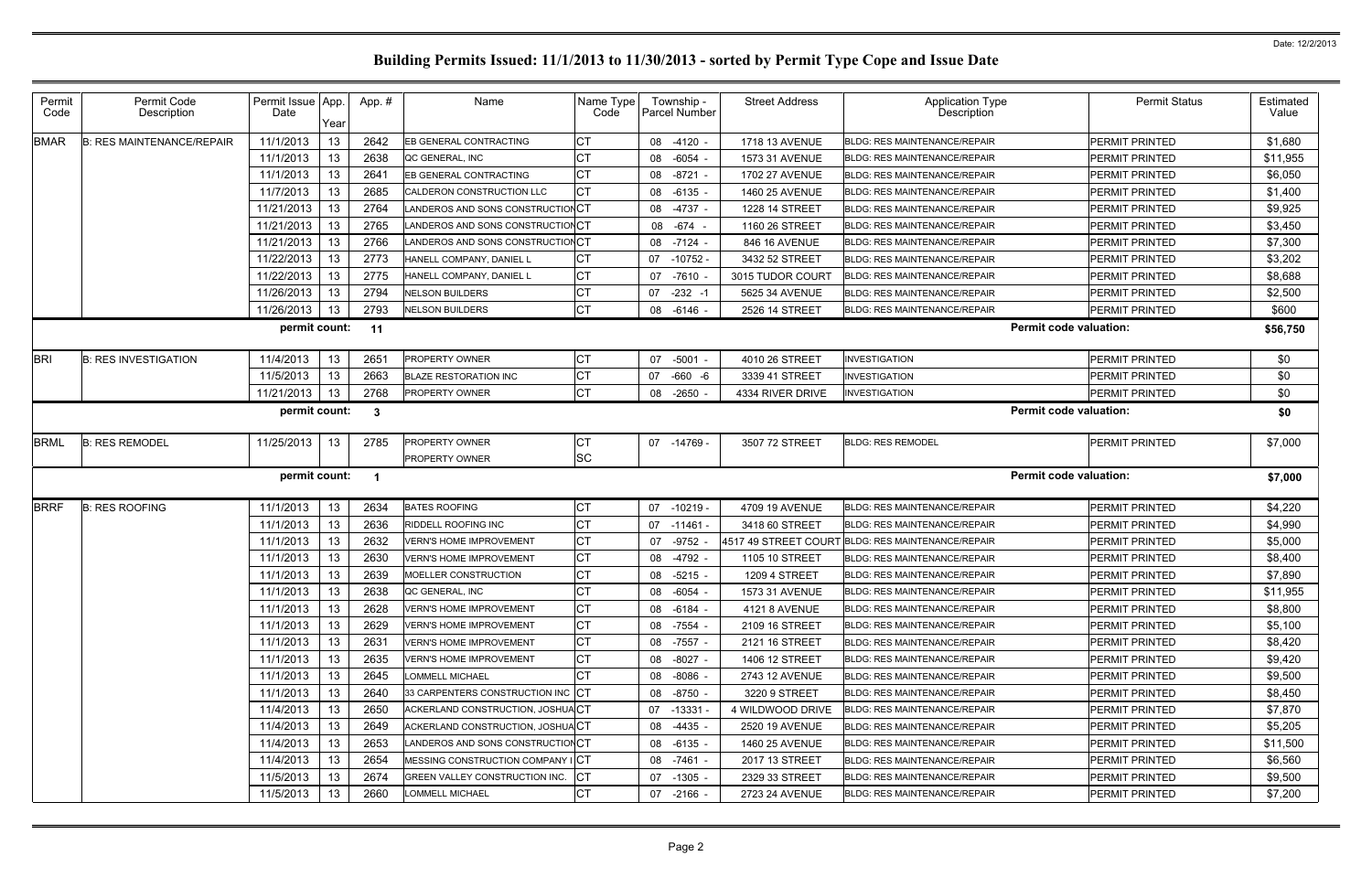# Building Permits Issued: 11/1/2013 to 11/30/2013 - sorted by Permit Type Cope and Issue Date

Date: 12/2/2013

| Permit Code | Permit Code Description | Permit Issue Date | App. Year | App. # | Name | Name Type Code | Township - Parcel Number | Street Address | Application Type Description | Permit Status | Estimated Value |
|---|---|---|---|---|---|---|---|---|---|---|---|
| BMAR | B: RES MAINTENANCE/REPAIR | 11/1/2013 | 13 | 2642 | EB GENERAL CONTRACTING | CT | 08 -4120 - | 1718 13 AVENUE | BLDG: RES MAINTENANCE/REPAIR | PERMIT PRINTED | $1,680 |
| | | 11/1/2013 | 13 | 2638 | QC GENERAL, INC | CT | 08 -6054 - | 1573 31 AVENUE | BLDG: RES MAINTENANCE/REPAIR | PERMIT PRINTED | $11,955 |
| | | 11/1/2013 | 13 | 2641 | EB GENERAL CONTRACTING | CT | 08 -8721 - | 1702 27 AVENUE | BLDG: RES MAINTENANCE/REPAIR | PERMIT PRINTED | $6,050 |
| | | 11/7/2013 | 13 | 2685 | CALDERON CONSTRUCTION LLC | CT | 08 -6135 - | 1460 25 AVENUE | BLDG: RES MAINTENANCE/REPAIR | PERMIT PRINTED | $1,400 |
| | | 11/21/2013 | 13 | 2764 | LANDEROS AND SONS CONSTRUCTION | CT | 08 -4737 - | 1228 14 STREET | BLDG: RES MAINTENANCE/REPAIR | PERMIT PRINTED | $9,925 |
| | | 11/21/2013 | 13 | 2765 | LANDEROS AND SONS CONSTRUCTION | CT | 08 -674 - | 1160 26 STREET | BLDG: RES MAINTENANCE/REPAIR | PERMIT PRINTED | $3,450 |
| | | 11/21/2013 | 13 | 2766 | LANDEROS AND SONS CONSTRUCTION | CT | 08 -7124 - | 846 16 AVENUE | BLDG: RES MAINTENANCE/REPAIR | PERMIT PRINTED | $7,300 |
| | | 11/22/2013 | 13 | 2773 | HANELL COMPANY, DANIEL L | CT | 07 -10752 - | 3432 52 STREET | BLDG: RES MAINTENANCE/REPAIR | PERMIT PRINTED | $3,202 |
| | | 11/22/2013 | 13 | 2775 | HANELL COMPANY, DANIEL L | CT | 07 -7610 - | 3015 TUDOR COURT | BLDG: RES MAINTENANCE/REPAIR | PERMIT PRINTED | $8,688 |
| | | 11/26/2013 | 13 | 2794 | NELSON BUILDERS | CT | 07 -232 -1 | 5625 34 AVENUE | BLDG: RES MAINTENANCE/REPAIR | PERMIT PRINTED | $2,500 |
| | | 11/26/2013 | 13 | 2793 | NELSON BUILDERS | CT | 08 -6146 - | 2526 14 STREET | BLDG: RES MAINTENANCE/REPAIR | PERMIT PRINTED | $600 |
| | | permit count: | | 11 | | | | | Permit code valuation: | | $56,750 |
| BRI | B: RES INVESTIGATION | 11/4/2013 | 13 | 2651 | PROPERTY OWNER | CT | 07 -5001 - | 4010 26 STREET | INVESTIGATION | PERMIT PRINTED | $0 |
| | | 11/5/2013 | 13 | 2663 | BLAZE RESTORATION INC | CT | 07 -660 -6 | 3339 41 STREET | INVESTIGATION | PERMIT PRINTED | $0 |
| | | 11/21/2013 | 13 | 2768 | PROPERTY OWNER | CT | 08 -2650 - | 4334 RIVER DRIVE | INVESTIGATION | PERMIT PRINTED | $0 |
| | | permit count: | | 3 | | | | | Permit code valuation: | | $0 |
| BRML | B: RES REMODEL | 11/25/2013 | 13 | 2785 | PROPERTY OWNER<br>PROPERTY OWNER | CT<br>SC | 07 -14769 - | 3507 72 STREET | BLDG: RES REMODEL | PERMIT PRINTED | $7,000 |
| | | permit count: | | 1 | | | | | Permit code valuation: | | $7,000 |
| BRRF | B: RES ROOFING | 11/1/2013 | 13 | 2634 | BATES ROOFING | CT | 07 -10219 - | 4709 19 AVENUE | BLDG: RES MAINTENANCE/REPAIR | PERMIT PRINTED | $4,220 |
| | | 11/1/2013 | 13 | 2636 | RIDDELL ROOFING INC | CT | 07 -11461 - | 3418 60 STREET | BLDG: RES MAINTENANCE/REPAIR | PERMIT PRINTED | $4,990 |
| | | 11/1/2013 | 13 | 2632 | VERN'S HOME IMPROVEMENT | CT | 07 -9752 - | 4517 49 STREET COURT | BLDG: RES MAINTENANCE/REPAIR | PERMIT PRINTED | $5,000 |
| | | 11/1/2013 | 13 | 2630 | VERN'S HOME IMPROVEMENT | CT | 08 -4792 - | 1105 10 STREET | BLDG: RES MAINTENANCE/REPAIR | PERMIT PRINTED | $8,400 |
| | | 11/1/2013 | 13 | 2639 | MOELLER CONSTRUCTION | CT | 08 -5215 - | 1209 4 STREET | BLDG: RES MAINTENANCE/REPAIR | PERMIT PRINTED | $7,890 |
| | | 11/1/2013 | 13 | 2638 | QC GENERAL, INC | CT | 08 -6054 - | 1573 31 AVENUE | BLDG: RES MAINTENANCE/REPAIR | PERMIT PRINTED | $11,955 |
| | | 11/1/2013 | 13 | 2628 | VERN'S HOME IMPROVEMENT | CT | 08 -6184 - | 4121 8 AVENUE | BLDG: RES MAINTENANCE/REPAIR | PERMIT PRINTED | $8,800 |
| | | 11/1/2013 | 13 | 2629 | VERN'S HOME IMPROVEMENT | CT | 08 -7554 - | 2109 16 STREET | BLDG: RES MAINTENANCE/REPAIR | PERMIT PRINTED | $5,100 |
| | | 11/1/2013 | 13 | 2631 | VERN'S HOME IMPROVEMENT | CT | 08 -7557 - | 2121 16 STREET | BLDG: RES MAINTENANCE/REPAIR | PERMIT PRINTED | $8,420 |
| | | 11/1/2013 | 13 | 2635 | VERN'S HOME IMPROVEMENT | CT | 08 -8027 - | 1406 12 STREET | BLDG: RES MAINTENANCE/REPAIR | PERMIT PRINTED | $9,420 |
| | | 11/1/2013 | 13 | 2645 | LOMMELL MICHAEL | CT | 08 -8086 - | 2743 12 AVENUE | BLDG: RES MAINTENANCE/REPAIR | PERMIT PRINTED | $9,500 |
| | | 11/1/2013 | 13 | 2640 | 33 CARPENTERS CONSTRUCTION INC | CT | 08 -8750 - | 3220 9 STREET | BLDG: RES MAINTENANCE/REPAIR | PERMIT PRINTED | $8,450 |
| | | 11/4/2013 | 13 | 2650 | ACKERLAND CONSTRUCTION, JOSHUA | CT | 07 -13331 - | 4 WILDWOOD DRIVE | BLDG: RES MAINTENANCE/REPAIR | PERMIT PRINTED | $7,870 |
| | | 11/4/2013 | 13 | 2649 | ACKERLAND CONSTRUCTION, JOSHUA | CT | 08 -4435 - | 2520 19 AVENUE | BLDG: RES MAINTENANCE/REPAIR | PERMIT PRINTED | $5,205 |
| | | 11/4/2013 | 13 | 2653 | LANDEROS AND SONS CONSTRUCTION | CT | 08 -6135 - | 1460 25 AVENUE | BLDG: RES MAINTENANCE/REPAIR | PERMIT PRINTED | $11,500 |
| | | 11/4/2013 | 13 | 2654 | MESSING CONSTRUCTION COMPANY I | CT | 08 -7461 - | 2017 13 STREET | BLDG: RES MAINTENANCE/REPAIR | PERMIT PRINTED | $6,560 |
| | | 11/5/2013 | 13 | 2674 | GREEN VALLEY CONSTRUCTION INC. | CT | 07 -1305 - | 2329 33 STREET | BLDG: RES MAINTENANCE/REPAIR | PERMIT PRINTED | $9,500 |
| | | 11/5/2013 | 13 | 2660 | LOMMELL MICHAEL | CT | 07 -2166 - | 2723 24 AVENUE | BLDG: RES MAINTENANCE/REPAIR | PERMIT PRINTED | $7,200 |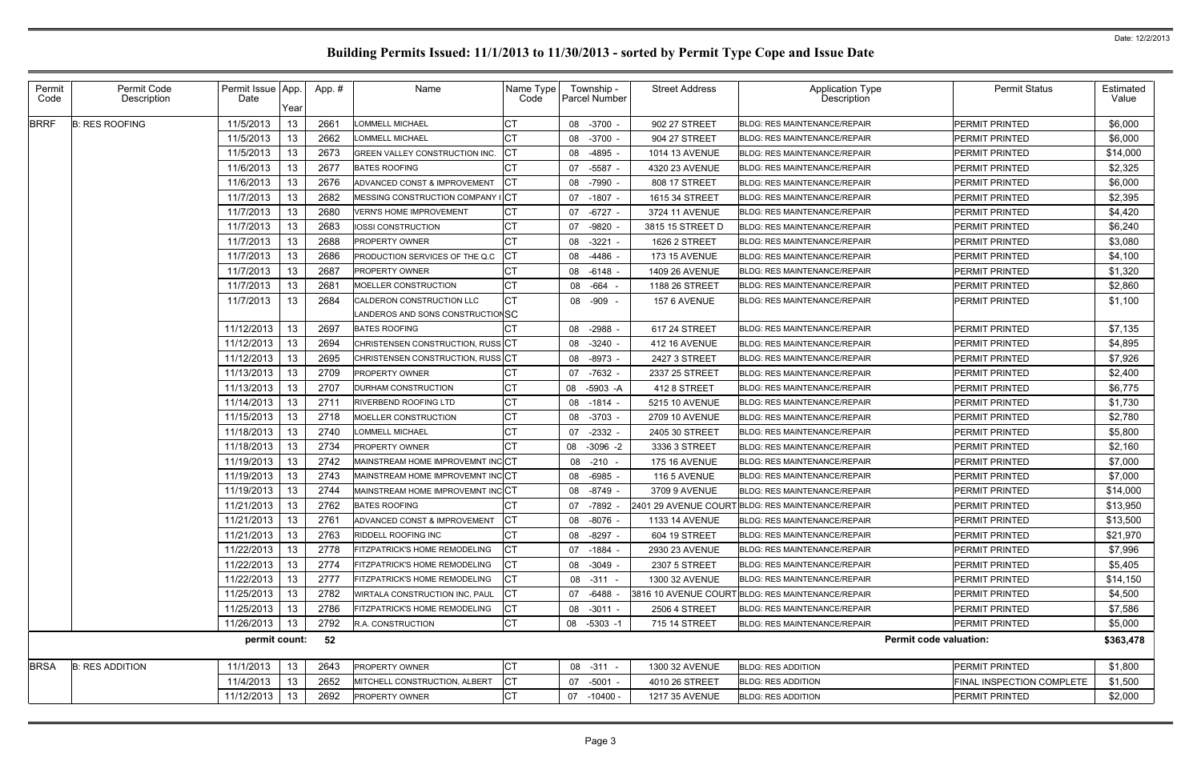# Building Permits Issued: 11/1/2013 to 11/30/2013 - sorted by Permit Type Cope and Issue Date

Date: 12/2/2013

| Permit Code | Permit Code Description | Permit Issue Date | App. Year | App. # | Name | Name Type Code | Township - Parcel Number | Street Address | Application Type Description | Permit Status | Estimated Value |
|---|---|---|---|---|---|---|---|---|---|---|---|
| BRRF | B: RES ROOFING | 11/5/2013 | 13 | 2661 | LOMMELL MICHAEL | CT | 08 -3700 - | 902 27 STREET | BLDG: RES MAINTENANCE/REPAIR | PERMIT PRINTED | $6,000 |
| | | 11/5/2013 | 13 | 2662 | LOMMELL MICHAEL | CT | 08 -3700 - | 904 27 STREET | BLDG: RES MAINTENANCE/REPAIR | PERMIT PRINTED | $6,000 |
| | | 11/5/2013 | 13 | 2673 | GREEN VALLEY CONSTRUCTION INC. | CT | 08 -4895 - | 1014 13 AVENUE | BLDG: RES MAINTENANCE/REPAIR | PERMIT PRINTED | $14,000 |
| | | 11/6/2013 | 13 | 2677 | BATES ROOFING | CT | 07 -5587 - | 4320 23 AVENUE | BLDG: RES MAINTENANCE/REPAIR | PERMIT PRINTED | $2,325 |
| | | 11/6/2013 | 13 | 2676 | ADVANCED CONST & IMPROVEMENT | CT | 08 -7990 - | 808 17 STREET | BLDG: RES MAINTENANCE/REPAIR | PERMIT PRINTED | $6,000 |
| | | 11/7/2013 | 13 | 2682 | MESSING CONSTRUCTION COMPANY I | CT | 07 -1807 - | 1615 34 STREET | BLDG: RES MAINTENANCE/REPAIR | PERMIT PRINTED | $2,395 |
| | | 11/7/2013 | 13 | 2680 | VERN'S HOME IMPROVEMENT | CT | 07 -6727 - | 3724 11 AVENUE | BLDG: RES MAINTENANCE/REPAIR | PERMIT PRINTED | $4,420 |
| | | 11/7/2013 | 13 | 2683 | IOSSI CONSTRUCTION | CT | 07 -9820 - | 3815 15 STREET D | BLDG: RES MAINTENANCE/REPAIR | PERMIT PRINTED | $6,240 |
| | | 11/7/2013 | 13 | 2688 | PROPERTY OWNER | CT | 08 -3221 - | 1626 2 STREET | BLDG: RES MAINTENANCE/REPAIR | PERMIT PRINTED | $3,080 |
| | | 11/7/2013 | 13 | 2686 | PRODUCTION SERVICES OF THE Q.C | CT | 08 -4486 - | 173 15 AVENUE | BLDG: RES MAINTENANCE/REPAIR | PERMIT PRINTED | $4,100 |
| | | 11/7/2013 | 13 | 2687 | PROPERTY OWNER | CT | 08 -6148 - | 1409 26 AVENUE | BLDG: RES MAINTENANCE/REPAIR | PERMIT PRINTED | $1,320 |
| | | 11/7/2013 | 13 | 2681 | MOELLER CONSTRUCTION | CT | 08 -664 - | 1188 26 STREET | BLDG: RES MAINTENANCE/REPAIR | PERMIT PRINTED | $2,860 |
| | | 11/7/2013 | 13 | 2684 | CALDERON CONSTRUCTION LLC<br>LANDEROS AND SONS CONSTRUCTION | CT<br>SC | 08 -909 - | 157 6 AVENUE | BLDG: RES MAINTENANCE/REPAIR | PERMIT PRINTED | $1,100 |
| | | 11/12/2013 | 13 | 2697 | BATES ROOFING | CT | 08 -2988 - | 617 24 STREET | BLDG: RES MAINTENANCE/REPAIR | PERMIT PRINTED | $7,135 |
| | | 11/12/2013 | 13 | 2694 | CHRISTENSEN CONSTRUCTION, RUSS | CT | 08 -3240 - | 412 16 AVENUE | BLDG: RES MAINTENANCE/REPAIR | PERMIT PRINTED | $4,895 |
| | | 11/12/2013 | 13 | 2695 | CHRISTENSEN CONSTRUCTION, RUSS | CT | 08 -8973 - | 2427 3 STREET | BLDG: RES MAINTENANCE/REPAIR | PERMIT PRINTED | $7,926 |
| | | 11/13/2013 | 13 | 2709 | PROPERTY OWNER | CT | 07 -7632 - | 2337 25 STREET | BLDG: RES MAINTENANCE/REPAIR | PERMIT PRINTED | $2,400 |
| | | 11/13/2013 | 13 | 2707 | DURHAM CONSTRUCTION | CT | 08 -5903 -A | 412 8 STREET | BLDG: RES MAINTENANCE/REPAIR | PERMIT PRINTED | $6,775 |
| | | 11/14/2013 | 13 | 2711 | RIVERBEND ROOFING LTD | CT | 08 -1814 - | 5215 10 AVENUE | BLDG: RES MAINTENANCE/REPAIR | PERMIT PRINTED | $1,730 |
| | | 11/15/2013 | 13 | 2718 | MOELLER CONSTRUCTION | CT | 08 -3703 - | 2709 10 AVENUE | BLDG: RES MAINTENANCE/REPAIR | PERMIT PRINTED | $2,780 |
| | | 11/18/2013 | 13 | 2740 | LOMMELL MICHAEL | CT | 07 -2332 - | 2405 30 STREET | BLDG: RES MAINTENANCE/REPAIR | PERMIT PRINTED | $5,800 |
| | | 11/18/2013 | 13 | 2734 | PROPERTY OWNER | CT | 08 -3096 -2 | 3336 3 STREET | BLDG: RES MAINTENANCE/REPAIR | PERMIT PRINTED | $2,160 |
| | | 11/19/2013 | 13 | 2742 | MAINSTREAM HOME IMPROVEMNT INC | CT | 08 -210 - | 175 16 AVENUE | BLDG: RES MAINTENANCE/REPAIR | PERMIT PRINTED | $7,000 |
| | | 11/19/2013 | 13 | 2743 | MAINSTREAM HOME IMPROVEMNT INC | CT | 08 -6985 - | 116 5 AVENUE | BLDG: RES MAINTENANCE/REPAIR | PERMIT PRINTED | $7,000 |
| | | 11/19/2013 | 13 | 2744 | MAINSTREAM HOME IMPROVEMNT INC | CT | 08 -8749 - | 3709 9 AVENUE | BLDG: RES MAINTENANCE/REPAIR | PERMIT PRINTED | $14,000 |
| | | 11/21/2013 | 13 | 2762 | BATES ROOFING | CT | 07 -7892 - | 2401 29 AVENUE COURT | BLDG: RES MAINTENANCE/REPAIR | PERMIT PRINTED | $13,950 |
| | | 11/21/2013 | 13 | 2761 | ADVANCED CONST & IMPROVEMENT | CT | 08 -8076 - | 1133 14 AVENUE | BLDG: RES MAINTENANCE/REPAIR | PERMIT PRINTED | $13,500 |
| | | 11/21/2013 | 13 | 2763 | RIDDELL ROOFING INC | CT | 08 -8297 - | 604 19 STREET | BLDG: RES MAINTENANCE/REPAIR | PERMIT PRINTED | $21,970 |
| | | 11/22/2013 | 13 | 2778 | FITZPATRICK'S HOME REMODELING | CT | 07 -1884 - | 2930 23 AVENUE | BLDG: RES MAINTENANCE/REPAIR | PERMIT PRINTED | $7,996 |
| | | 11/22/2013 | 13 | 2774 | FITZPATRICK'S HOME REMODELING | CT | 08 -3049 - | 2307 5 STREET | BLDG: RES MAINTENANCE/REPAIR | PERMIT PRINTED | $5,405 |
| | | 11/22/2013 | 13 | 2777 | FITZPATRICK'S HOME REMODELING | CT | 08 -311 - | 1300 32 AVENUE | BLDG: RES MAINTENANCE/REPAIR | PERMIT PRINTED | $14,150 |
| | | 11/25/2013 | 13 | 2782 | WIRTALA CONSTRUCTION INC, PAUL | CT | 07 -6488 - | 3816 10 AVENUE COURT | BLDG: RES MAINTENANCE/REPAIR | PERMIT PRINTED | $4,500 |
| | | 11/25/2013 | 13 | 2786 | FITZPATRICK'S HOME REMODELING | CT | 08 -3011 - | 2506 4 STREET | BLDG: RES MAINTENANCE/REPAIR | PERMIT PRINTED | $7,586 |
| | | 11/26/2013 | 13 | 2792 | R.A. CONSTRUCTION | CT | 08 -5303 -1 | 715 14 STREET | BLDG: RES MAINTENANCE/REPAIR | PERMIT PRINTED | $5,000 |
| | | permit count: | | 52 | | | | | | Permit code valuation: | $363,478 |
| BRSA | B: RES ADDITION | 11/1/2013 | 13 | 2643 | PROPERTY OWNER | CT | 08 -311 - | 1300 32 AVENUE | BLDG: RES ADDITION | PERMIT PRINTED | $1,800 |
| | | 11/4/2013 | 13 | 2652 | MITCHELL CONSTRUCTION, ALBERT | CT | 07 -5001 - | 4010 26 STREET | BLDG: RES ADDITION | FINAL INSPECTION COMPLETE | $1,500 |
| | | 11/12/2013 | 13 | 2692 | PROPERTY OWNER | CT | 07 -10400 - | 1217 35 AVENUE | BLDG: RES ADDITION | PERMIT PRINTED | $2,000 |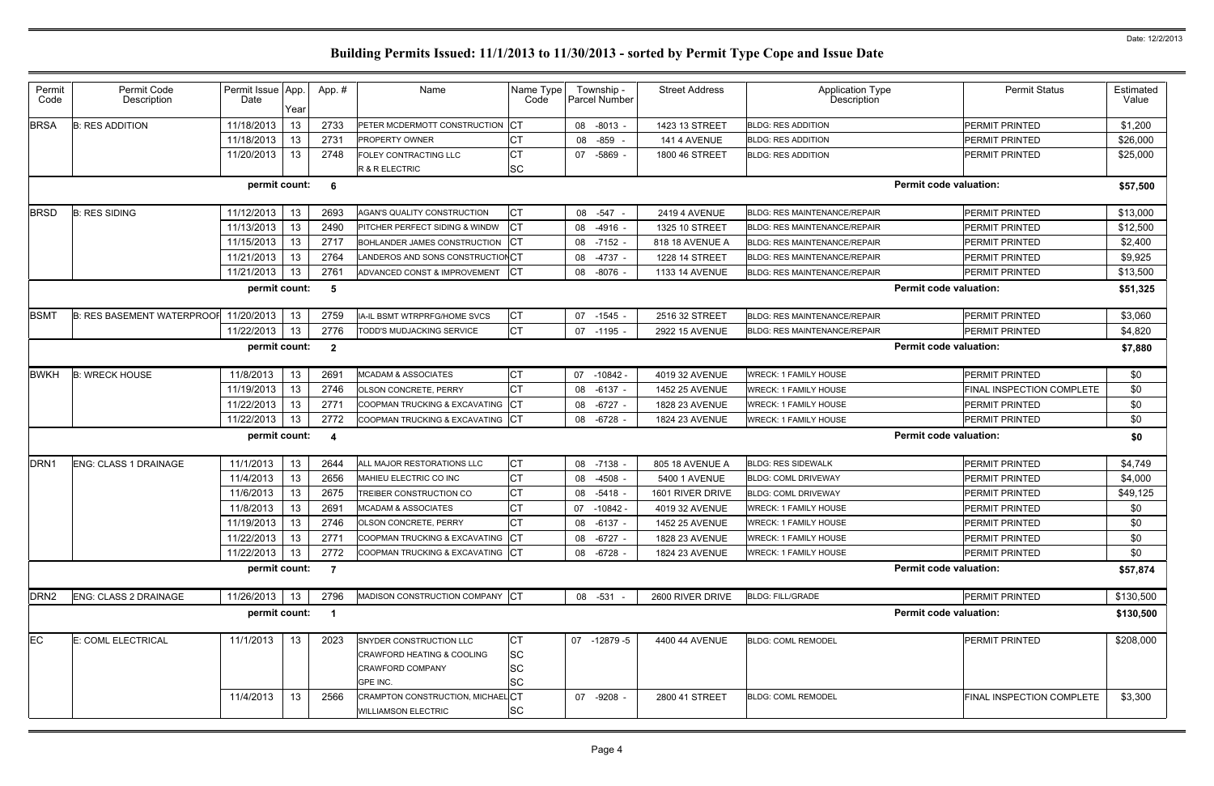Date: 12/2/2013

# Building Permits Issued: 11/1/2013 to 11/30/2013 - sorted by Permit Type Cope and Issue Date

| Permit Code | Permit Code Description | Permit Issue Date | App. Year | App. # | Name | Name Type Code | Township - Parcel Number | Street Address | Application Type Description | Permit Status | Estimated Value |
|---|---|---|---|---|---|---|---|---|---|---|---|
| BRSA | B: RES ADDITION | 11/18/2013 | 13 | 2733 | PETER MCDERMOTT CONSTRUCTION | CT | 08 -8013 - | 1423 13 STREET | BLDG: RES ADDITION | PERMIT PRINTED | $1,200 |
| | | 11/18/2013 | 13 | 2731 | PROPERTY OWNER | CT | 08 -859 - | 141 4 AVENUE | BLDG: RES ADDITION | PERMIT PRINTED | $26,000 |
| | | 11/20/2013 | 13 | 2748 | FOLEY CONTRACTING LLC | CT | 07 -5869 - | 1800 46 STREET | BLDG: RES ADDITION | PERMIT PRINTED | $25,000 |
| | | | | | R & R ELECTRIC | SC | | | | | |
| | | permit count: | | 6 | | | | | Permit code valuation: | | $57,500 |
| BRSD | B: RES SIDING | 11/12/2013 | 13 | 2693 | AGAN'S QUALITY CONSTRUCTION | CT | 08 -547 - | 2419 4 AVENUE | BLDG: RES MAINTENANCE/REPAIR | PERMIT PRINTED | $13,000 |
| | | 11/13/2013 | 13 | 2490 | PITCHER PERFECT SIDING & WINDW | CT | 08 -4916 - | 1325 10 STREET | BLDG: RES MAINTENANCE/REPAIR | PERMIT PRINTED | $12,500 |
| | | 11/15/2013 | 13 | 2717 | BOHLANDER JAMES CONSTRUCTION | CT | 08 -7152 - | 818 18 AVENUE A | BLDG: RES MAINTENANCE/REPAIR | PERMIT PRINTED | $2,400 |
| | | 11/21/2013 | 13 | 2764 | LANDEROS AND SONS CONSTRUCTION | CT | 08 -4737 - | 1228 14 STREET | BLDG: RES MAINTENANCE/REPAIR | PERMIT PRINTED | $9,925 |
| | | 11/21/2013 | 13 | 2761 | ADVANCED CONST & IMPROVEMENT | CT | 08 -8076 - | 1133 14 AVENUE | BLDG: RES MAINTENANCE/REPAIR | PERMIT PRINTED | $13,500 |
| | | permit count: | | 5 | | | | | Permit code valuation: | | $51,325 |
| BSMT | B: RES BASEMENT WATERPROOF | 11/20/2013 | 13 | 2759 | IA-IL BSMT WTRPRFG/HOME SVCS | CT | 07 -1545 - | 2516 32 STREET | BLDG: RES MAINTENANCE/REPAIR | PERMIT PRINTED | $3,060 |
| | | 11/22/2013 | 13 | 2776 | TODD'S MUDJACKING SERVICE | CT | 07 -1195 - | 2922 15 AVENUE | BLDG: RES MAINTENANCE/REPAIR | PERMIT PRINTED | $4,820 |
| | | permit count: | | 2 | | | | | Permit code valuation: | | $7,880 |
| BWKH | B: WRECK HOUSE | 11/8/2013 | 13 | 2691 | MCADAM & ASSOCIATES | CT | 07 -10842 - | 4019 32 AVENUE | WRECK: 1 FAMILY HOUSE | PERMIT PRINTED | $0 |
| | | 11/19/2013 | 13 | 2746 | OLSON CONCRETE, PERRY | CT | 08 -6137 - | 1452 25 AVENUE | WRECK: 1 FAMILY HOUSE | FINAL INSPECTION COMPLETE | $0 |
| | | 11/22/2013 | 13 | 2771 | COOPMAN TRUCKING & EXCAVATING | CT | 08 -6727 - | 1828 23 AVENUE | WRECK: 1 FAMILY HOUSE | PERMIT PRINTED | $0 |
| | | 11/22/2013 | 13 | 2772 | COOPMAN TRUCKING & EXCAVATING | CT | 08 -6728 - | 1824 23 AVENUE | WRECK: 1 FAMILY HOUSE | PERMIT PRINTED | $0 |
| | | permit count: | | 4 | | | | | Permit code valuation: | | $0 |
| DRN1 | ENG: CLASS 1 DRAINAGE | 11/1/2013 | 13 | 2644 | ALL MAJOR RESTORATIONS LLC | CT | 08 -7138 - | 805 18 AVENUE A | BLDG: RES SIDEWALK | PERMIT PRINTED | $4,749 |
| | | 11/4/2013 | 13 | 2656 | MAHIEU ELECTRIC CO INC | CT | 08 -4508 - | 5400 1 AVENUE | BLDG: COML DRIVEWAY | PERMIT PRINTED | $4,000 |
| | | 11/6/2013 | 13 | 2675 | TREIBER CONSTRUCTION CO | CT | 08 -5418 - | 1601 RIVER DRIVE | BLDG: COML DRIVEWAY | PERMIT PRINTED | $49,125 |
| | | 11/8/2013 | 13 | 2691 | MCADAM & ASSOCIATES | CT | 07 -10842 - | 4019 32 AVENUE | WRECK: 1 FAMILY HOUSE | PERMIT PRINTED | $0 |
| | | 11/19/2013 | 13 | 2746 | OLSON CONCRETE, PERRY | CT | 08 -6137 - | 1452 25 AVENUE | WRECK: 1 FAMILY HOUSE | PERMIT PRINTED | $0 |
| | | 11/22/2013 | 13 | 2771 | COOPMAN TRUCKING & EXCAVATING | CT | 08 -6727 - | 1828 23 AVENUE | WRECK: 1 FAMILY HOUSE | PERMIT PRINTED | $0 |
| | | 11/22/2013 | 13 | 2772 | COOPMAN TRUCKING & EXCAVATING | CT | 08 -6728 - | 1824 23 AVENUE | WRECK: 1 FAMILY HOUSE | PERMIT PRINTED | $0 |
| | | permit count: | | 7 | | | | | Permit code valuation: | | $57,874 |
| DRN2 | ENG: CLASS 2 DRAINAGE | 11/26/2013 | 13 | 2796 | MADISON CONSTRUCTION COMPANY | CT | 08 -531 - | 2600 RIVER DRIVE | BLDG: FILL/GRADE | PERMIT PRINTED | $130,500 |
| | | permit count: | | 1 | | | | | Permit code valuation: | | $130,500 |
| EC | E: COML ELECTRICAL | 11/1/2013 | 13 | 2023 | SNYDER CONSTRUCTION LLC | CT | 07 -12879 -5 | 4400 44 AVENUE | BLDG: COML REMODEL | PERMIT PRINTED | $208,000 |
| | | | | | CRAWFORD HEATING & COOLING | SC | | | | | |
| | | | | | CRAWFORD COMPANY | SC | | | | | |
| | | | | | GPE INC. | SC | | | | | |
| | | 11/4/2013 | 13 | 2566 | CRAMPTON CONSTRUCTION, MICHAEL | CT | 07 -9208 - | 2800 41 STREET | BLDG: COML REMODEL | FINAL INSPECTION COMPLETE | $3,300 |
| | | | | | WILLIAMSON ELECTRIC | SC | | | | | |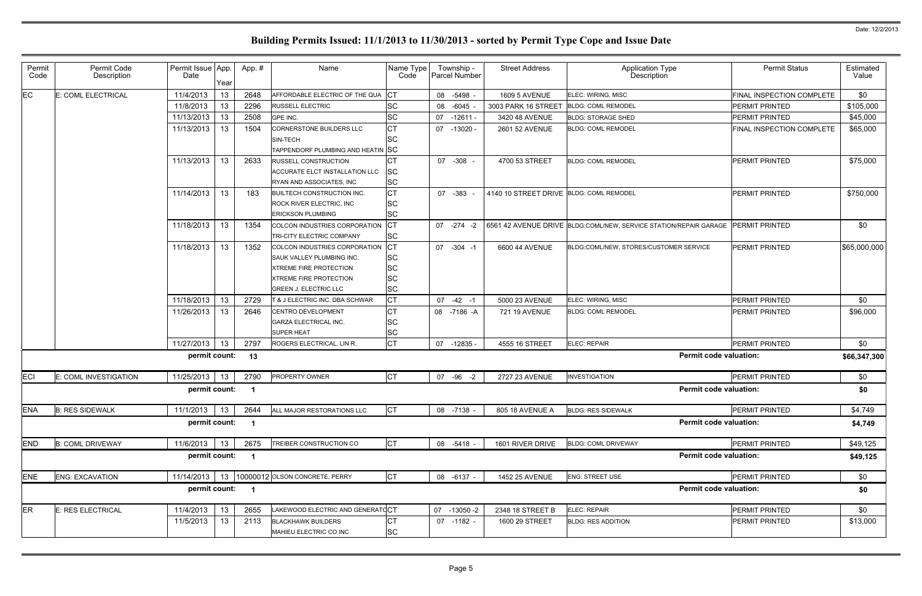# Building Permits Issued: 11/1/2013 to 11/30/2013 - sorted by Permit Type Cope and Issue Date

Date: 12/2/2013

| Permit Code | Permit Code Description | Permit Issue Date | App. Year | App. # | Name | Name Type Code | Township - Parcel Number | Street Address | Application Type Description | Permit Status | Estimated Value |
|---|---|---|---|---|---|---|---|---|---|---|---|
| EC | E: COML ELECTRICAL | 11/4/2013 | 13 | 2648 | AFFORDABLE ELECTRIC OF THE QUA | CT | 08 -5498 - | 1609 5 AVENUE | ELEC: WIRING, MISC | FINAL INSPECTION COMPLETE | $0 |
| | | 11/8/2013 | 13 | 2296 | RUSSELL ELECTRIC | SC | 08 -6045 - | 3003 PARK 16 STREET | BLDG: COML REMODEL | PERMIT PRINTED | $105,000 |
| | | 11/13/2013 | 13 | 2508 | GPE INC. | SC | 07 -12611 - | 3420 48 AVENUE | BLDG: STORAGE SHED | PERMIT PRINTED | $45,000 |
| | | 11/13/2013 | 13 | 1504 | CORNERSTONE BUILDERS LLC | CT | 07 -13020 - | 2601 52 AVENUE | BLDG: COML REMODEL | FINAL INSPECTION COMPLETE | $65,000 |
| | | | | | SIN-TECH | SC | | | | | |
| | | | | | TAPPENDORF PLUMBING AND HEATIN | SC | | | | | |
| | | 11/13/2013 | 13 | 2633 | RUSSELL CONSTRUCTION | CT | 07 -308 - | 4700 53 STREET | BLDG: COML REMODEL | PERMIT PRINTED | $75,000 |
| | | | | | ACCURATE ELCT INSTALLATION LLC | SC | | | | | |
| | | | | | RYAN AND ASSOCIATES, INC | SC | | | | | |
| | | 11/14/2013 | 13 | 183 | BUILTECH CONSTRUCTION INC. | CT | 07 -383 - | 4140 10 STREET DRIVE | BLDG: COML REMODEL | PERMIT PRINTED | $750,000 |
| | | | | | ROCK RIVER ELECTRIC, INC | SC | | | | | |
| | | | | | ERICKSON PLUMBING | SC | | | | | |
| | | 11/18/2013 | 13 | 1354 | COLCON INDUSTRIES CORPORATION | CT | 07 -274 -2 | 6561 42 AVENUE DRIVE | BLDG:COML/NEW, SERVICE STATION/REPAIR GARAGE | PERMIT PRINTED | $0 |
| | | | | | TRI-CITY ELECTRIC COMPANY | SC | | | | | |
| | | 11/18/2013 | 13 | 1352 | COLCON INDUSTRIES CORPORATION | CT | 07 -304 -1 | 6600 44 AVENUE | BLDG:COML/NEW, STORES/CUSTOMER SERVICE | PERMIT PRINTED | $65,000,000 |
| | | | | | SAUK VALLEY PLUMBING INC. | SC | | | | | |
| | | | | | XTREME FIRE PROTECTION | SC | | | | | |
| | | | | | XTREME FIRE PROTECTION | SC | | | | | |
| | | | | | GREEN J. ELECTRIC LLC | SC | | | | | |
| | | 11/18/2013 | 13 | 2729 | T & J ELECTRIC INC. DBA SCHWAR | CT | 07 -42 -1 | 5000 23 AVENUE | ELEC: WIRING, MISC | PERMIT PRINTED | $0 |
| | | 11/26/2013 | 13 | 2646 | CENTRO DEVELOPMENT | CT | 08 -7186 -A | 721 19 AVENUE | BLDG: COML REMODEL | PERMIT PRINTED | $96,000 |
| | | | | | GARZA ELECTRICAL INC. | SC | | | | | |
| | | | | | SUPER HEAT | SC | | | | | |
| | | 11/27/2013 | 13 | 2797 | ROGERS ELECTRICAL, LIN R. | CT | 07 -12835 - | 4555 16 STREET | ELEC: REPAIR | PERMIT PRINTED | $0 |
| | | **permit count:** | | **13** | | | | | **Permit code valuation:** | | **$66,347,300** |
| ECI | E: COML INVESTIGATION | 11/25/2013 | 13 | 2790 | PROPERTY OWNER | CT | 07 -96 -2 | 2727 23 AVENUE | INVESTIGATION | PERMIT PRINTED | $0 |
| | | **permit count:** | | **1** | | | | | **Permit code valuation:** | | **$0** |
| ENA | B: RES SIDEWALK | 11/1/2013 | 13 | 2644 | ALL MAJOR RESTORATIONS LLC | CT | 08 -7138 - | 805 18 AVENUE A | BLDG: RES SIDEWALK | PERMIT PRINTED | $4,749 |
| | | **permit count:** | | **1** | | | | | **Permit code valuation:** | | **$4,749** |
| END | B: COML DRIVEWAY | 11/6/2013 | 13 | 2675 | TREIBER CONSTRUCTION CO | CT | 08 -5418 - | 1601 RIVER DRIVE | BLDG: COML DRIVEWAY | PERMIT PRINTED | $49,125 |
| | | **permit count:** | | **1** | | | | | **Permit code valuation:** | | **$49,125** |
| ENE | ENG: EXCAVATION | 11/14/2013 | 13 | 10000012 | OLSON CONCRETE, PERRY | CT | 08 -6137 - | 1452 25 AVENUE | ENG: STREET USE | PERMIT PRINTED | $0 |
| | | **permit count:** | | **1** | | | | | **Permit code valuation:** | | **$0** |
| ER | E: RES ELECTRICAL | 11/4/2013 | 13 | 2655 | LAKEWOOD ELECTRIC AND GENERATO | CT | 07 -13050 -2 | 2348 18 STREET B | ELEC: REPAIR | PERMIT PRINTED | $0 |
| | | 11/5/2013 | 13 | 2113 | BLACKHAWK BUILDERS | CT | 07 -1182 - | 1600 29 STREET | BLDG: RES ADDITION | PERMIT PRINTED | $13,000 |
| | | | | | MAHIEU ELECTRIC CO INC | SC | | | | | |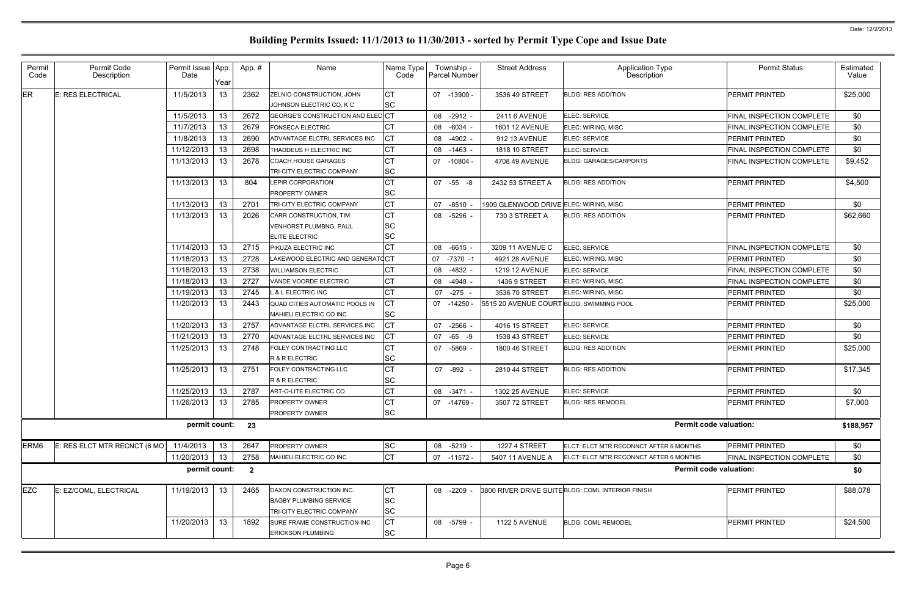# Building Permits Issued: 11/1/2013 to 11/30/2013 - sorted by Permit Type Cope and Issue Date

| Permit Code | Permit Code Description | Permit Issue Date | App. Year | App. # | Name | Name Type Code | Township - Parcel Number | Street Address | Application Type Description | Permit Status | Estimated Value |
|---|---|---|---|---|---|---|---|---|---|---|---|
| ER | E: RES ELECTRICAL | 11/5/2013 | 13 | 2362 | ZELNIO CONSTRUCTION, JOHN | CT | 07 -13900 - | 3536 49 STREET | BLDG: RES ADDITION | PERMIT PRINTED | $25,000 |
| | | | | | JOHNSON ELECTRIC CO, K C | SC | | | | | |
| | | 11/5/2013 | 13 | 2672 | GEORGE'S CONSTRUCTION AND ELEC | CT | 08 -2912 - | 2411 6 AVENUE | ELEC: SERVICE | FINAL INSPECTION COMPLETE | $0 |
| | | 11/7/2013 | 13 | 2679 | FONSECA ELECTRIC | CT | 08 -6034 - | 1601 12 AVENUE | ELEC: WIRING, MISC | FINAL INSPECTION COMPLETE | $0 |
| | | 11/8/2013 | 13 | 2690 | ADVANTAGE ELCTRL SERVICES INC | CT | 08 -4902 - | 912 13 AVENUE | ELEC: SERVICE | PERMIT PRINTED | $0 |
| | | 11/12/2013 | 13 | 2698 | THADDEUS H ELECTRIC INC | CT | 08 -1463 - | 1818 10 STREET | ELEC: SERVICE | FINAL INSPECTION COMPLETE | $0 |
| | | 11/13/2013 | 13 | 2678 | COACH HOUSE GARAGES | CT | 07 -10804 - | 4708 49 AVENUE | BLDG: GARAGES/CARPORTS | FINAL INSPECTION COMPLETE | $9,452 |
| | | | | | TRI-CITY ELECTRIC COMPANY | SC | | | | | |
| | | 11/13/2013 | 13 | 804 | LEPIR CORPORATION | CT | 07 -55 -8 | 2432 53 STREET A | BLDG: RES ADDITION | PERMIT PRINTED | $4,500 |
| | | | | | PROPERTY OWNER | SC | | | | | |
| | | 11/13/2013 | 13 | 2701 | TRI-CITY ELECTRIC COMPANY | CT | 07 -8510 - | 1909 GLENWOOD DRIVE | ELEC: WIRING, MISC | PERMIT PRINTED | $0 |
| | | 11/13/2013 | 13 | 2026 | CARR CONSTRUCTION, TIM | CT | 08 -5296 - | 730 3 STREET A | BLDG: RES ADDITION | PERMIT PRINTED | $62,660 |
| | | | | | VENHORST PLUMBNG, PAUL | SC | | | | | |
| | | | | | ELITE ELECTRIC | SC | | | | | |
| | | 11/14/2013 | 13 | 2715 | PIKUZA ELECTRIC INC | CT | 08 -6615 - | 3209 11 AVENUE C | ELEC: SERVICE | FINAL INSPECTION COMPLETE | $0 |
| | | 11/18/2013 | 13 | 2728 | LAKEWOOD ELECTRIC AND GENERATO | CT | 07 -7370 -1 | 4921 28 AVENUE | ELEC: WIRING, MISC | PERMIT PRINTED | $0 |
| | | 11/18/2013 | 13 | 2738 | WILLIAMSON ELECTRIC | CT | 08 -4832 - | 1219 12 AVENUE | ELEC: SERVICE | FINAL INSPECTION COMPLETE | $0 |
| | | 11/18/2013 | 13 | 2727 | VANDE VOORDE ELECTRIC | CT | 08 -4948 - | 1436 9 STREET | ELEC: WIRING, MISC | FINAL INSPECTION COMPLETE | $0 |
| | | 11/19/2013 | 13 | 2745 | L & L ELECTRIC INC | CT | 07 -275 - | 3536 70 STREET | ELEC: WIRING, MISC | PERMIT PRINTED | $0 |
| | | 11/20/2013 | 13 | 2443 | QUAD CITIES AUTOMATIC POOLS IN | CT | 07 -14250 - | 5515 20 AVENUE COURT | BLDG: SWIMMING POOL | PERMIT PRINTED | $25,000 |
| | | | | | MAHIEU ELECTRIC CO INC | SC | | | | | |
| | | 11/20/2013 | 13 | 2757 | ADVANTAGE ELCTRL SERVICES INC | CT | 07 -2566 - | 4016 15 STREET | ELEC: SERVICE | PERMIT PRINTED | $0 |
| | | 11/21/2013 | 13 | 2770 | ADVANTAGE ELCTRL SERVICES INC | CT | 07 -65 -9 | 1538 43 STREET | ELEC: SERVICE | PERMIT PRINTED | $0 |
| | | 11/25/2013 | 13 | 2748 | FOLEY CONTRACTING LLC | CT | 07 -5869 - | 1800 46 STREET | BLDG: RES ADDITION | PERMIT PRINTED | $25,000 |
| | | | | | R & R ELECTRIC | SC | | | | | |
| | | 11/25/2013 | 13 | 2751 | FOLEY CONTRACTING LLC | CT | 07 -892 - | 2810 44 STREET | BLDG: RES ADDITION | PERMIT PRINTED | $17,345 |
| | | | | | R & R ELECTRIC | SC | | | | | |
| | | 11/25/2013 | 13 | 2787 | ART-O-LITE ELECTRIC CO | CT | 08 -3471 - | 1302 25 AVENUE | ELEC: SERVICE | PERMIT PRINTED | $0 |
| | | 11/26/2013 | 13 | 2785 | PROPERTY OWNER | CT | 07 -14769 - | 3507 72 STREET | BLDG: RES REMODEL | PERMIT PRINTED | $7,000 |
| | | | | | PROPERTY OWNER | SC | | | | | |
| | | permit count: | | 23 | | | | | | Permit code valuation: | $188,957 |
| ERM6 | E: RES ELCT MTR RECNCT (6 MO) | 11/4/2013 | 13 | 2647 | PROPERTY OWNER | SC | 08 -5219 - | 1227 4 STREET | ELCT: ELCT MTR RECONNCT AFTER 6 MONTHS | PERMIT PRINTED | $0 |
| | | 11/20/2013 | 13 | 2758 | MAHIEU ELECTRIC CO INC | CT | 07 -11572 - | 5407 11 AVENUE A | ELCT: ELCT MTR RECONNCT AFTER 6 MONTHS | FINAL INSPECTION COMPLETE | $0 |
| | | permit count: | | 2 | | | | | | Permit code valuation: | $0 |
| EZC | E: EZ/COML, ELECTRICAL | 11/19/2013 | 13 | 2465 | DAXON CONSTRUCTION INC. | CT | 08 -2209 - | 3800 RIVER DRIVE SUITE | BLDG: COML INTERIOR FINISH | PERMIT PRINTED | $88,078 |
| | | | | | BAGBY PLUMBING SERVICE | SC | | | | | |
| | | | | | TRI-CITY ELECTRIC COMPANY | SC | | | | | |
| | | 11/20/2013 | 13 | 1892 | SURE FRAME CONSTRUCTION INC | CT | 08 -5799 - | 1122 5 AVENUE | BLDG: COML REMODEL | PERMIT PRINTED | $24,500 |
| | | | | | ERICKSON PLUMBING | SC | | | | | |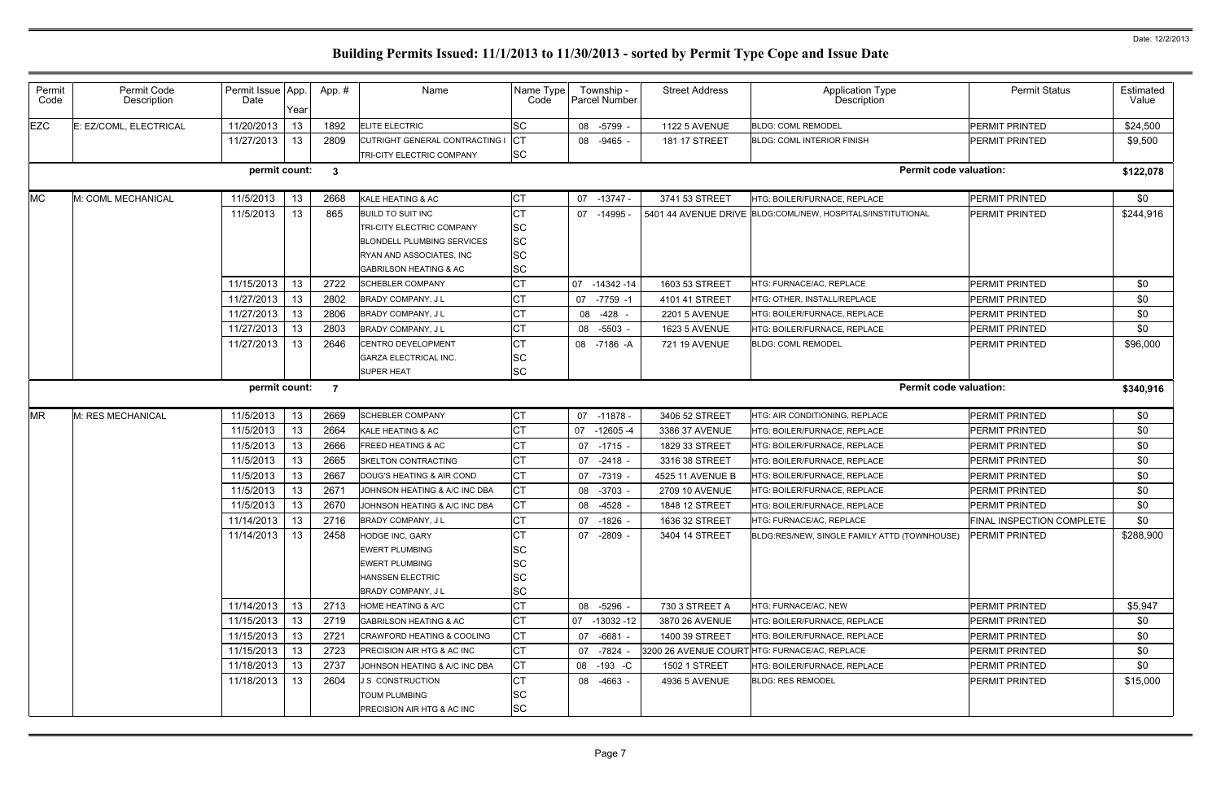# Building Permits Issued: 11/1/2013 to 11/30/2013 - sorted by Permit Type Cope and Issue Date

Date: 12/2/2013

| Permit Code | Permit Code Description | Permit Issue Date | App. Year | App. # | Name | Name Type Code | Township - Parcel Number | Street Address | Application Type Description | Permit Status | Estimated Value |
|---|---|---|---|---|---|---|---|---|---|---|---|
| EZC | E: EZ/COML, ELECTRICAL | 11/20/2013 | 13 | 1892 | ELITE ELECTRIC | SC | 08 -5799 - | 1122 5 AVENUE | BLDG: COML REMODEL | PERMIT PRINTED | $24,500 |
| | | 11/27/2013 | 13 | 2809 | CUTRIGHT GENERAL CONTRACTING I | CT | 08 -9465 - | 181 17 STREET | BLDG: COML INTERIOR FINISH | PERMIT PRINTED | $9,500 |
| | | | | | TRI-CITY ELECTRIC COMPANY | SC | | | | | |
| | | **permit count:** | | **3** | | | | | **Permit code valuation:** | | **$122,078** |
| MC | M: COML MECHANICAL | 11/5/2013 | 13 | 2668 | KALE HEATING & AC | CT | 07 -13747 - | 3741 53 STREET | HTG: BOILER/FURNACE, REPLACE | PERMIT PRINTED | $0 |
| | | 11/5/2013 | 13 | 865 | BUILD TO SUIT INC | CT | 07 -14995 - | 5401 44 AVENUE DRIVE | BLDG:COML/NEW, HOSPITALS/INSTITUTIONAL | PERMIT PRINTED | $244,916 |
| | | | | | TRI-CITY ELECTRIC COMPANY | SC | | | | | |
| | | | | | BLONDELL PLUMBING SERVICES | SC | | | | | |
| | | | | | RYAN AND ASSOCIATES, INC | SC | | | | | |
| | | | | | GABRILSON HEATING & AC | SC | | | | | |
| | | 11/15/2013 | 13 | 2722 | SCHEBLER COMPANY | CT | 07 -14342 -14 | 1603 53 STREET | HTG: FURNACE/AC, REPLACE | PERMIT PRINTED | $0 |
| | | 11/27/2013 | 13 | 2802 | BRADY COMPANY, J L | CT | 07 -7759 -1 | 4101 41 STREET | HTG: OTHER, INSTALL/REPLACE | PERMIT PRINTED | $0 |
| | | 11/27/2013 | 13 | 2806 | BRADY COMPANY, J L | CT | 08 -428 - | 2201 5 AVENUE | HTG: BOILER/FURNACE, REPLACE | PERMIT PRINTED | $0 |
| | | 11/27/2013 | 13 | 2803 | BRADY COMPANY, J L | CT | 08 -5503 - | 1623 5 AVENUE | HTG: BOILER/FURNACE, REPLACE | PERMIT PRINTED | $0 |
| | | 11/27/2013 | 13 | 2646 | CENTRO DEVELOPMENT | CT | 08 -7186 -A | 721 19 AVENUE | BLDG: COML REMODEL | PERMIT PRINTED | $96,000 |
| | | | | | GARZA ELECTRICAL INC. | SC | | | | | |
| | | | | | SUPER HEAT | SC | | | | | |
| | | **permit count:** | | **7** | | | | | **Permit code valuation:** | | **$340,916** |
| MR | M: RES MECHANICAL | 11/5/2013 | 13 | 2669 | SCHEBLER COMPANY | CT | 07 -11878 - | 3406 52 STREET | HTG: AIR CONDITIONING, REPLACE | PERMIT PRINTED | $0 |
| | | 11/5/2013 | 13 | 2664 | KALE HEATING & AC | CT | 07 -12605 -4 | 3386 37 AVENUE | HTG: BOILER/FURNACE, REPLACE | PERMIT PRINTED | $0 |
| | | 11/5/2013 | 13 | 2666 | FREED HEATING & AC | CT | 07 -1715 - | 1829 33 STREET | HTG: BOILER/FURNACE, REPLACE | PERMIT PRINTED | $0 |
| | | 11/5/2013 | 13 | 2665 | SKELTON CONTRACTING | CT | 07 -2418 - | 3316 38 STREET | HTG: BOILER/FURNACE, REPLACE | PERMIT PRINTED | $0 |
| | | 11/5/2013 | 13 | 2667 | DOUG'S HEATING & AIR COND | CT | 07 -7319 - | 4525 11 AVENUE B | HTG: BOILER/FURNACE, REPLACE | PERMIT PRINTED | $0 |
| | | 11/5/2013 | 13 | 2671 | JOHNSON HEATING & A/C INC DBA | CT | 08 -3703 - | 2709 10 AVENUE | HTG: BOILER/FURNACE, REPLACE | PERMIT PRINTED | $0 |
| | | 11/5/2013 | 13 | 2670 | JOHNSON HEATING & A/C INC DBA | CT | 08 -4528 - | 1848 12 STREET | HTG: BOILER/FURNACE, REPLACE | PERMIT PRINTED | $0 |
| | | 11/14/2013 | 13 | 2716 | BRADY COMPANY, J L | CT | 07 -1826 - | 1636 32 STREET | HTG: FURNACE/AC, REPLACE | FINAL INSPECTION COMPLETE | $0 |
| | | 11/14/2013 | 13 | 2458 | HODGE INC, GARY | CT | 07 -2809 - | 3404 14 STREET | BLDG:RES/NEW, SINGLE FAMILY ATTD (TOWNHOUSE) | PERMIT PRINTED | $288,900 |
| | | | | | EWERT PLUMBING | SC | | | | | |
| | | | | | EWERT PLUMBING | SC | | | | | |
| | | | | | HANSSEN ELECTRIC | SC | | | | | |
| | | | | | BRADY COMPANY, J L | SC | | | | | |
| | | 11/14/2013 | 13 | 2713 | HOME HEATING & A/C | CT | 08 -5296 - | 730 3 STREET A | HTG: FURNACE/AC, NEW | PERMIT PRINTED | $5,947 |
| | | 11/15/2013 | 13 | 2719 | GABRILSON HEATING & AC | CT | 07 -13032 -12 | 3870 26 AVENUE | HTG: BOILER/FURNACE, REPLACE | PERMIT PRINTED | $0 |
| | | 11/15/2013 | 13 | 2721 | CRAWFORD HEATING & COOLING | CT | 07 -6681 - | 1400 39 STREET | HTG: BOILER/FURNACE, REPLACE | PERMIT PRINTED | $0 |
| | | 11/15/2013 | 13 | 2723 | PRECISION AIR HTG & AC INC | CT | 07 -7824 - | 3200 26 AVENUE COURT | HTG: FURNACE/AC, REPLACE | PERMIT PRINTED | $0 |
| | | 11/18/2013 | 13 | 2737 | JOHNSON HEATING & A/C INC DBA | CT | 08 -193 -C | 1502 1 STREET | HTG: BOILER/FURNACE, REPLACE | PERMIT PRINTED | $0 |
| | | 11/18/2013 | 13 | 2604 | J S CONSTRUCTION | CT | 08 -4663 - | 4936 5 AVENUE | BLDG: RES REMODEL | PERMIT PRINTED | $15,000 |
| | | | | | TOUM PLUMBING | SC | | | | | |
| | | | | | PRECISION AIR HTG & AC INC | SC | | | | | |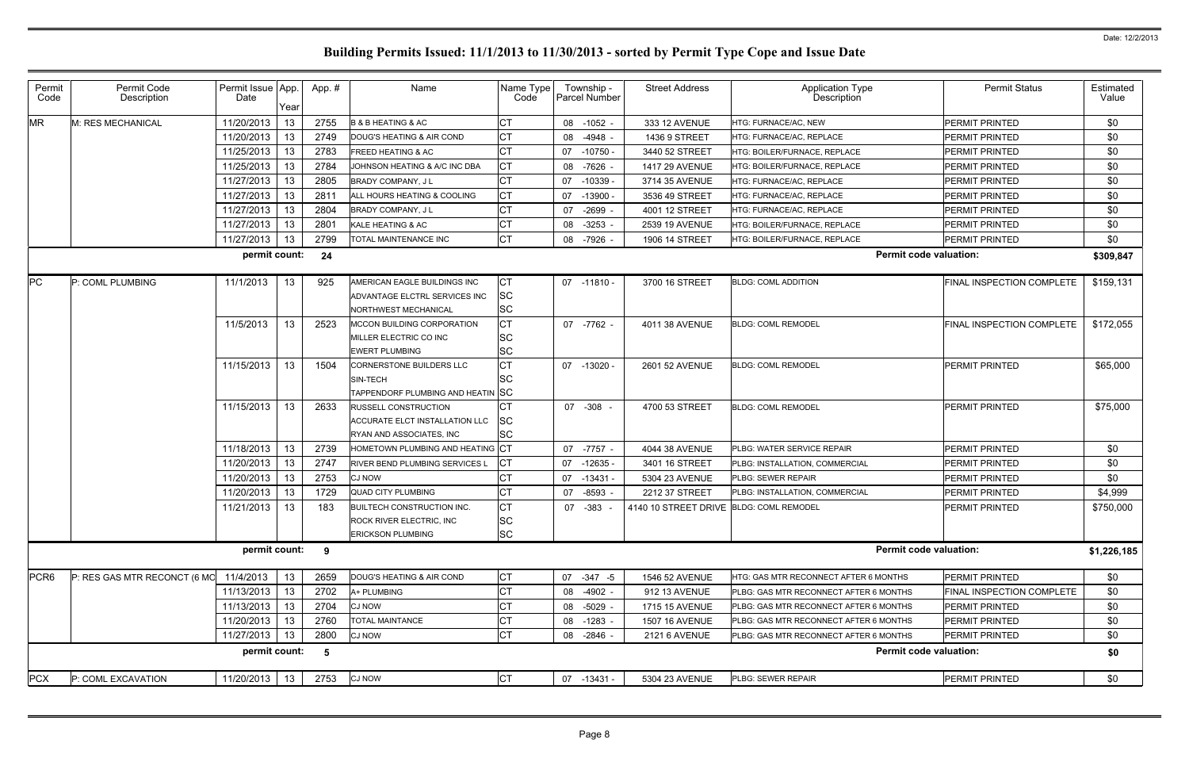# Building Permits Issued: 11/1/2013 to 11/30/2013 - sorted by Permit Type Cope and Issue Date

| Permit Code | Permit Code Description | Permit Issue Date | App. Year | App. # | Name | Name Type Code | Township - Parcel Number | Street Address | Application Type Description | Permit Status | Estimated Value |
|---|---|---|---|---|---|---|---|---|---|---|---|
| MR | M: RES MECHANICAL | 11/20/2013 | 13 | 2755 | B & B HEATING & AC | CT | 08 -1052 - | 333 12 AVENUE | HTG: FURNACE/AC, NEW | PERMIT PRINTED | $0 |
| | | 11/20/2013 | 13 | 2749 | DOUG'S HEATING & AIR COND | CT | 08 -4948 - | 1436 9 STREET | HTG: FURNACE/AC, REPLACE | PERMIT PRINTED | $0 |
| | | 11/25/2013 | 13 | 2783 | FREED HEATING & AC | CT | 07 -10750 - | 3440 52 STREET | HTG: BOILER/FURNACE, REPLACE | PERMIT PRINTED | $0 |
| | | 11/25/2013 | 13 | 2784 | JOHNSON HEATING & A/C INC DBA | CT | 08 -7626 - | 1417 29 AVENUE | HTG: BOILER/FURNACE, REPLACE | PERMIT PRINTED | $0 |
| | | 11/27/2013 | 13 | 2805 | BRADY COMPANY, J L | CT | 07 -10339 - | 3714 35 AVENUE | HTG: FURNACE/AC, REPLACE | PERMIT PRINTED | $0 |
| | | 11/27/2013 | 13 | 2811 | ALL HOURS HEATING & COOLING | CT | 07 -13900 - | 3536 49 STREET | HTG: FURNACE/AC, REPLACE | PERMIT PRINTED | $0 |
| | | 11/27/2013 | 13 | 2804 | BRADY COMPANY, J L | CT | 07 -2699 - | 4001 12 STREET | HTG: FURNACE/AC, REPLACE | PERMIT PRINTED | $0 |
| | | 11/27/2013 | 13 | 2801 | KALE HEATING & AC | CT | 08 -3253 - | 2539 19 AVENUE | HTG: BOILER/FURNACE, REPLACE | PERMIT PRINTED | $0 |
| | | 11/27/2013 | 13 | 2799 | TOTAL MAINTENANCE INC | CT | 08 -7926 - | 1906 14 STREET | HTG: BOILER/FURNACE, REPLACE | PERMIT PRINTED | $0 |
| | | **permit count:** | | **24** | | | | | **Permit code valuation:** | | **$309,847** |
| PC | P: COML PLUMBING | 11/1/2013 | 13 | 925 | AMERICAN EAGLE BUILDINGS INC | CT | 07 -11810 - | 3700 16 STREET | BLDG: COML ADDITION | FINAL INSPECTION COMPLETE | $159,131 |
| | | | | | ADVANTAGE ELCTRL SERVICES INC | SC | | | | | |
| | | | | | NORTHWEST MECHANICAL | SC | | | | | |
| | | 11/5/2013 | 13 | 2523 | MCCON BUILDING CORPORATION | CT | 07 -7762 - | 4011 38 AVENUE | BLDG: COML REMODEL | FINAL INSPECTION COMPLETE | $172,055 |
| | | | | | MILLER ELECTRIC CO INC | SC | | | | | |
| | | | | | EWERT PLUMBING | SC | | | | | |
| | | 11/15/2013 | 13 | 1504 | CORNERSTONE BUILDERS LLC | CT | 07 -13020 - | 2601 52 AVENUE | BLDG: COML REMODEL | PERMIT PRINTED | $65,000 |
| | | | | | SIN-TECH | SC | | | | | |
| | | | | | TAPPENDORF PLUMBING AND HEATIN | SC | | | | | |
| | | 11/15/2013 | 13 | 2633 | RUSSELL CONSTRUCTION | CT | 07 -308 - | 4700 53 STREET | BLDG: COML REMODEL | PERMIT PRINTED | $75,000 |
| | | | | | ACCURATE ELCT INSTALLATION LLC | SC | | | | | |
| | | | | | RYAN AND ASSOCIATES, INC | SC | | | | | |
| | | 11/18/2013 | 13 | 2739 | HOMETOWN PLUMBING AND HEATING | CT | 07 -7757 - | 4044 38 AVENUE | PLBG: WATER SERVICE REPAIR | PERMIT PRINTED | $0 |
| | | 11/20/2013 | 13 | 2747 | RIVER BEND PLUMBING SERVICES L | CT | 07 -12635 - | 3401 16 STREET | PLBG: INSTALLATION, COMMERCIAL | PERMIT PRINTED | $0 |
| | | 11/20/2013 | 13 | 2753 | CJ NOW | CT | 07 -13431 - | 5304 23 AVENUE | PLBG: SEWER REPAIR | PERMIT PRINTED | $0 |
| | | 11/20/2013 | 13 | 1729 | QUAD CITY PLUMBING | CT | 07 -8593 - | 2212 37 STREET | PLBG: INSTALLATION, COMMERCIAL | PERMIT PRINTED | $4,999 |
| | | 11/21/2013 | 13 | 183 | BUILTECH CONSTRUCTION INC. | CT | 07 -383 - | 4140 10 STREET DRIVE | BLDG: COML REMODEL | PERMIT PRINTED | $750,000 |
| | | | | | ROCK RIVER ELECTRIC, INC | SC | | | | | |
| | | | | | ERICKSON PLUMBING | SC | | | | | |
| | | **permit count:** | | **9** | | | | | **Permit code valuation:** | | **$1,226,185** |
| PCR6 | P: RES GAS MTR RECONCT (6 MO | 11/4/2013 | 13 | 2659 | DOUG'S HEATING & AIR COND | CT | 07 -347 -5 | 1546 52 AVENUE | HTG: GAS MTR RECONNECT AFTER 6 MONTHS | PERMIT PRINTED | $0 |
| | | 11/13/2013 | 13 | 2702 | A+ PLUMBING | CT | 08 -4902 - | 912 13 AVENUE | PLBG: GAS MTR RECONNECT AFTER 6 MONTHS | FINAL INSPECTION COMPLETE | $0 |
| | | 11/13/2013 | 13 | 2704 | CJ NOW | CT | 08 -5029 - | 1715 15 AVENUE | PLBG: GAS MTR RECONNECT AFTER 6 MONTHS | PERMIT PRINTED | $0 |
| | | 11/20/2013 | 13 | 2760 | TOTAL MAINTANCE | CT | 08 -1283 - | 1507 16 AVENUE | PLBG: GAS MTR RECONNECT AFTER 6 MONTHS | PERMIT PRINTED | $0 |
| | | 11/27/2013 | 13 | 2800 | CJ NOW | CT | 08 -2846 - | 2121 6 AVENUE | PLBG: GAS MTR RECONNECT AFTER 6 MONTHS | PERMIT PRINTED | $0 |
| | | **permit count:** | | **5** | | | | | **Permit code valuation:** | | **$0** |
| PCX | P: COML EXCAVATION | 11/20/2013 | 13 | 2753 | CJ NOW | CT | 07 -13431 - | 5304 23 AVENUE | PLBG: SEWER REPAIR | PERMIT PRINTED | $0 |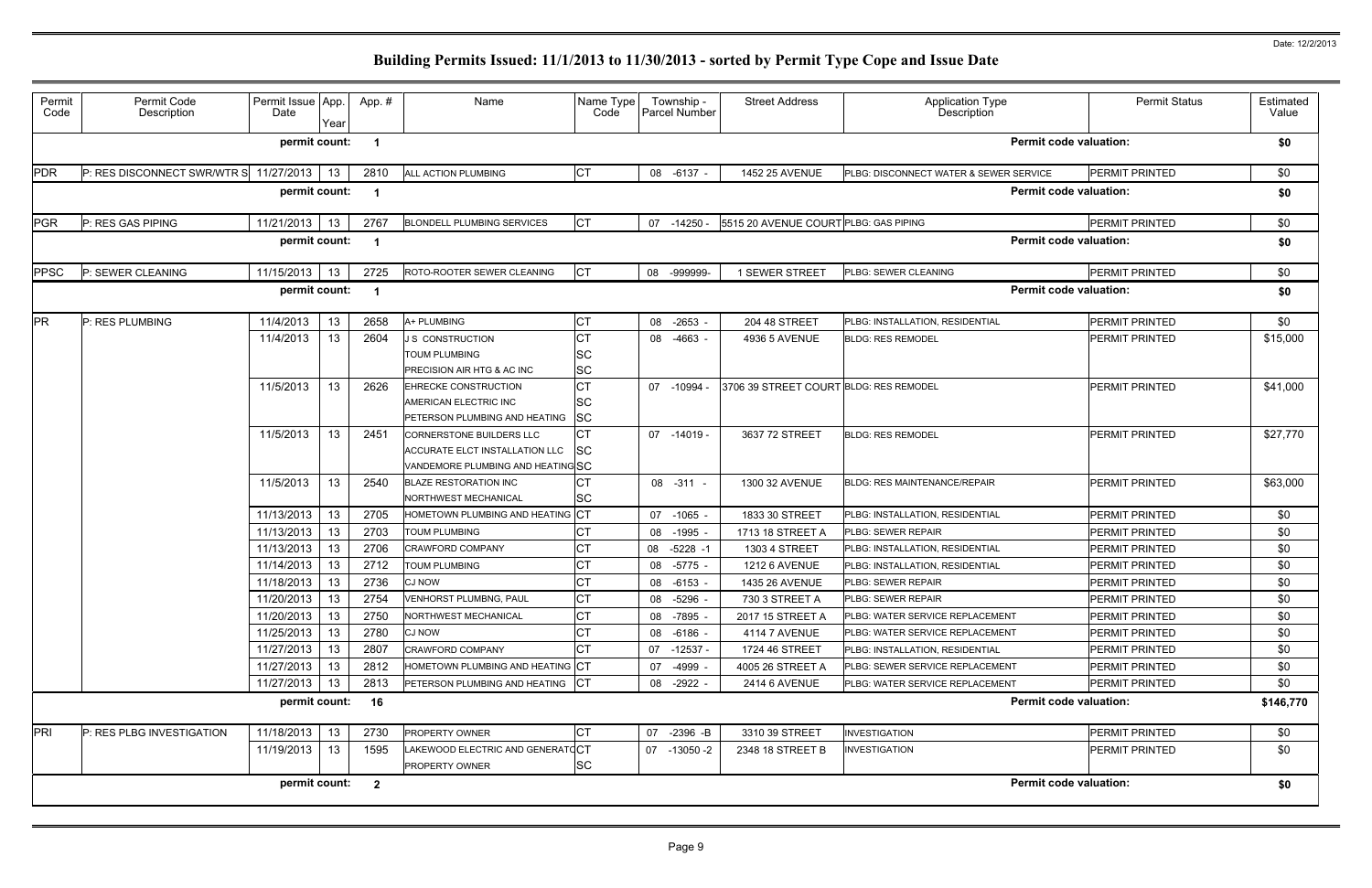Date: 12/2/2013

# Building Permits Issued: 11/1/2013 to 11/30/2013 - sorted by Permit Type Cope and Issue Date

| Permit Code | Permit Code Description | Permit Issue Date | App. Year | App. # | Name | Name Type Code | Township - Parcel Number | Street Address | Application Type Description | Permit Status | Estimated Value |
|---|---|---|---|---|---|---|---|---|---|---|---|
| | | permit count: | | 1 | | | | | Permit code valuation: | | $0 |
| PDR | P: RES DISCONNECT SWR/WTR S | 11/27/2013 | 13 | 2810 | ALL ACTION PLUMBING | CT | 08 -6137 - | 1452 25 AVENUE | PLBG: DISCONNECT WATER & SEWER SERVICE | PERMIT PRINTED | $0 |
| | | permit count: | | 1 | | | | | Permit code valuation: | | $0 |
| PGR | P: RES GAS PIPING | 11/21/2013 | 13 | 2767 | BLONDELL PLUMBING SERVICES | CT | 07 -14250 - | 5515 20 AVENUE COURT | PLBG: GAS PIPING | PERMIT PRINTED | $0 |
| | | permit count: | | 1 | | | | | Permit code valuation: | | $0 |
| PPSC | P: SEWER CLEANING | 11/15/2013 | 13 | 2725 | ROTO-ROOTER SEWER CLEANING | CT | 08 -999999- | 1 SEWER STREET | PLBG: SEWER CLEANING | PERMIT PRINTED | $0 |
| | | permit count: | | 1 | | | | | Permit code valuation: | | $0 |
| PR | P: RES PLUMBING | 11/4/2013 | 13 | 2658 | A+ PLUMBING | CT | 08 -2653 - | 204 48 STREET | PLBG: INSTALLATION, RESIDENTIAL | PERMIT PRINTED | $0 |
| | | 11/4/2013 | 13 | 2604 | J S CONSTRUCTION<br>TOUM PLUMBING<br>PRECISION AIR HTG & AC INC | CT<br>SC<br>SC | 08 -4663 - | 4936 5 AVENUE | BLDG: RES REMODEL | PERMIT PRINTED | $15,000 |
| | | 11/5/2013 | 13 | 2626 | EHRECKE CONSTRUCTION<br>AMERICAN ELECTRIC INC<br>PETERSON PLUMBING AND HEATING | CT<br>SC<br>SC | 07 -10994 - | 3706 39 STREET COURT | BLDG: RES REMODEL | PERMIT PRINTED | $41,000 |
| | | 11/5/2013 | 13 | 2451 | CORNERSTONE BUILDERS LLC<br>ACCURATE ELCT INSTALLATION LLC<br>VANDEMORE PLUMBING AND HEATING | CT<br>SC<br>SC | 07 -14019 - | 3637 72 STREET | BLDG: RES REMODEL | PERMIT PRINTED | $27,770 |
| | | 11/5/2013 | 13 | 2540 | BLAZE RESTORATION INC<br>NORTHWEST MECHANICAL | CT<br>SC | 08 -311 - | 1300 32 AVENUE | BLDG: RES MAINTENANCE/REPAIR | PERMIT PRINTED | $63,000 |
| | | 11/13/2013 | 13 | 2705 | HOMETOWN PLUMBING AND HEATING | CT | 07 -1065 - | 1833 30 STREET | PLBG: INSTALLATION, RESIDENTIAL | PERMIT PRINTED | $0 |
| | | 11/13/2013 | 13 | 2703 | TOUM PLUMBING | CT | 08 -1995 - | 1713 18 STREET A | PLBG: SEWER REPAIR | PERMIT PRINTED | $0 |
| | | 11/13/2013 | 13 | 2706 | CRAWFORD COMPANY | CT | 08 -5228 -1 | 1303 4 STREET | PLBG: INSTALLATION, RESIDENTIAL | PERMIT PRINTED | $0 |
| | | 11/14/2013 | 13 | 2712 | TOUM PLUMBING | CT | 08 -5775 - | 1212 6 AVENUE | PLBG: INSTALLATION, RESIDENTIAL | PERMIT PRINTED | $0 |
| | | 11/18/2013 | 13 | 2736 | CJ NOW | CT | 08 -6153 - | 1435 26 AVENUE | PLBG: SEWER REPAIR | PERMIT PRINTED | $0 |
| | | 11/20/2013 | 13 | 2754 | VENHORST PLUMBNG, PAUL | CT | 08 -5296 - | 730 3 STREET A | PLBG: SEWER REPAIR | PERMIT PRINTED | $0 |
| | | 11/20/2013 | 13 | 2750 | NORTHWEST MECHANICAL | CT | 08 -7895 - | 2017 15 STREET A | PLBG: WATER SERVICE REPLACEMENT | PERMIT PRINTED | $0 |
| | | 11/25/2013 | 13 | 2780 | CJ NOW | CT | 08 -6186 - | 4114 7 AVENUE | PLBG: WATER SERVICE REPLACEMENT | PERMIT PRINTED | $0 |
| | | 11/27/2013 | 13 | 2807 | CRAWFORD COMPANY | CT | 07 -12537 - | 1724 46 STREET | PLBG: INSTALLATION, RESIDENTIAL | PERMIT PRINTED | $0 |
| | | 11/27/2013 | 13 | 2812 | HOMETOWN PLUMBING AND HEATING | CT | 07 -4999 - | 4005 26 STREET A | PLBG: SEWER SERVICE REPLACEMENT | PERMIT PRINTED | $0 |
| | | 11/27/2013 | 13 | 2813 | PETERSON PLUMBING AND HEATING | CT | 08 -2922 - | 2414 6 AVENUE | PLBG: WATER SERVICE REPLACEMENT | PERMIT PRINTED | $0 |
| | | permit count: | | 16 | | | | | Permit code valuation: | | $146,770 |
| PRI | P: RES PLBG INVESTIGATION | 11/18/2013 | 13 | 2730 | PROPERTY OWNER | CT | 07 -2396 -B | 3310 39 STREET | INVESTIGATION | PERMIT PRINTED | $0 |
| | | 11/19/2013 | 13 | 1595 | LAKEWOOD ELECTRIC AND GENERATO<br>PROPERTY OWNER | CT<br>SC | 07 -13050 -2 | 2348 18 STREET B | INVESTIGATION | PERMIT PRINTED | $0 |
| | | permit count: | | 2 | | | | | Permit code valuation: | | $0 |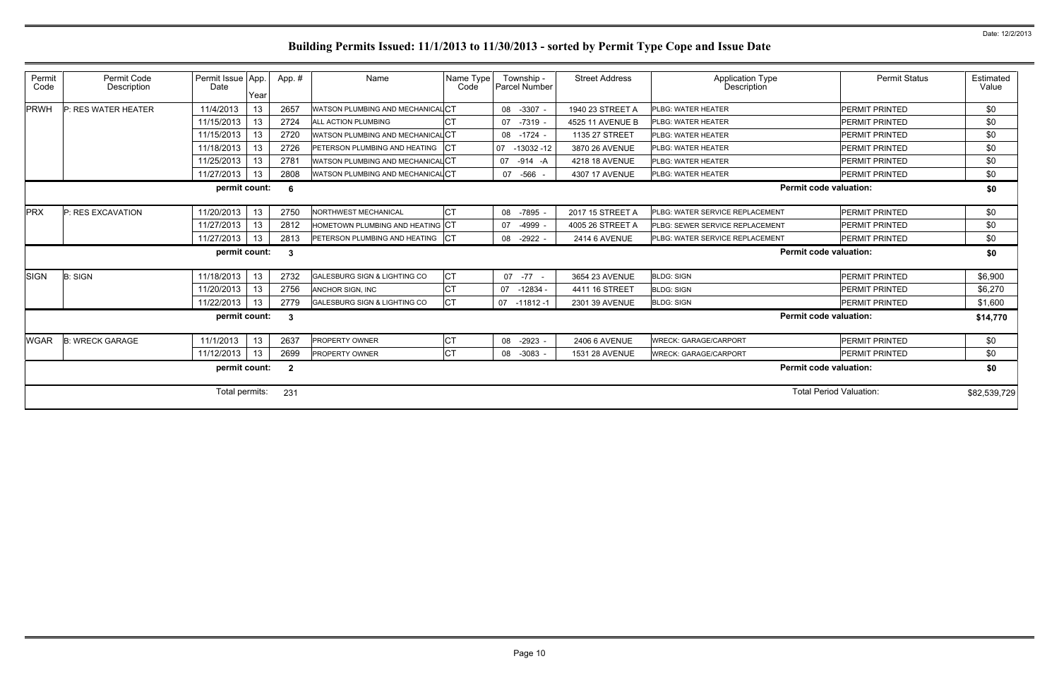# Building Permits Issued: 11/1/2013 to 11/30/2013 - sorted by Permit Type Cope and Issue Date

Date: 12/2/2013

| Permit Code | Permit Code Description | Permit Issue Date | App. Year | App. # | Name | Name Type Code | Township - Parcel Number | Street Address | Application Type Description | Permit Status | Estimated Value |
|---|---|---|---|---|---|---|---|---|---|---|---|
| PRWH | P: RES WATER HEATER | 11/4/2013 | 13 | 2657 | WATSON PLUMBING AND MECHANICAL | CT | 08 -3307 - | 1940 23 STREET A | PLBG: WATER HEATER | PERMIT PRINTED | $0 |
| | | 11/15/2013 | 13 | 2724 | ALL ACTION PLUMBING | CT | 07 -7319 - | 4525 11 AVENUE B | PLBG: WATER HEATER | PERMIT PRINTED | $0 |
| | | 11/15/2013 | 13 | 2720 | WATSON PLUMBING AND MECHANICAL | CT | 08 -1724 - | 1135 27 STREET | PLBG: WATER HEATER | PERMIT PRINTED | $0 |
| | | 11/18/2013 | 13 | 2726 | PETERSON PLUMBING AND HEATING | CT | 07 -13032 -12 | 3870 26 AVENUE | PLBG: WATER HEATER | PERMIT PRINTED | $0 |
| | | 11/25/2013 | 13 | 2781 | WATSON PLUMBING AND MECHANICAL | CT | 07 -914 -A | 4218 18 AVENUE | PLBG: WATER HEATER | PERMIT PRINTED | $0 |
| | | 11/27/2013 | 13 | 2808 | WATSON PLUMBING AND MECHANICAL | CT | 07 -566 - | 4307 17 AVENUE | PLBG: WATER HEATER | PERMIT PRINTED | $0 |
| | | permit count: | | 6 | | | | | Permit code valuation: | | $0 |
| PRX | P: RES EXCAVATION | 11/20/2013 | 13 | 2750 | NORTHWEST MECHANICAL | CT | 08 -7895 - | 2017 15 STREET A | PLBG: WATER SERVICE REPLACEMENT | PERMIT PRINTED | $0 |
| | | 11/27/2013 | 13 | 2812 | HOMETOWN PLUMBING AND HEATING | CT | 07 -4999 - | 4005 26 STREET A | PLBG: SEWER SERVICE REPLACEMENT | PERMIT PRINTED | $0 |
| | | 11/27/2013 | 13 | 2813 | PETERSON PLUMBING AND HEATING | CT | 08 -2922 - | 2414 6 AVENUE | PLBG: WATER SERVICE REPLACEMENT | PERMIT PRINTED | $0 |
| | | permit count: | | 3 | | | | | Permit code valuation: | | $0 |
| SIGN | B: SIGN | 11/18/2013 | 13 | 2732 | GALESBURG SIGN & LIGHTING CO | CT | 07 -77 - | 3654 23 AVENUE | BLDG: SIGN | PERMIT PRINTED | $6,900 |
| | | 11/20/2013 | 13 | 2756 | ANCHOR SIGN, INC | CT | 07 -12834 - | 4411 16 STREET | BLDG: SIGN | PERMIT PRINTED | $6,270 |
| | | 11/22/2013 | 13 | 2779 | GALESBURG SIGN & LIGHTING CO | CT | 07 -11812 -1 | 2301 39 AVENUE | BLDG: SIGN | PERMIT PRINTED | $1,600 |
| | | permit count: | | 3 | | | | | Permit code valuation: | | $14,770 |
| WGAR | B: WRECK GARAGE | 11/1/2013 | 13 | 2637 | PROPERTY OWNER | CT | 08 -2923 - | 2406 6 AVENUE | WRECK: GARAGE/CARPORT | PERMIT PRINTED | $0 |
| | | 11/12/2013 | 13 | 2699 | PROPERTY OWNER | CT | 08 -3083 - | 1531 28 AVENUE | WRECK: GARAGE/CARPORT | PERMIT PRINTED | $0 |
| | | permit count: | | 2 | | | | | Permit code valuation: | | $0 |
| | | Total permits: | | 231 | | | | | Total Period Valuation: | | $82,539,729 |